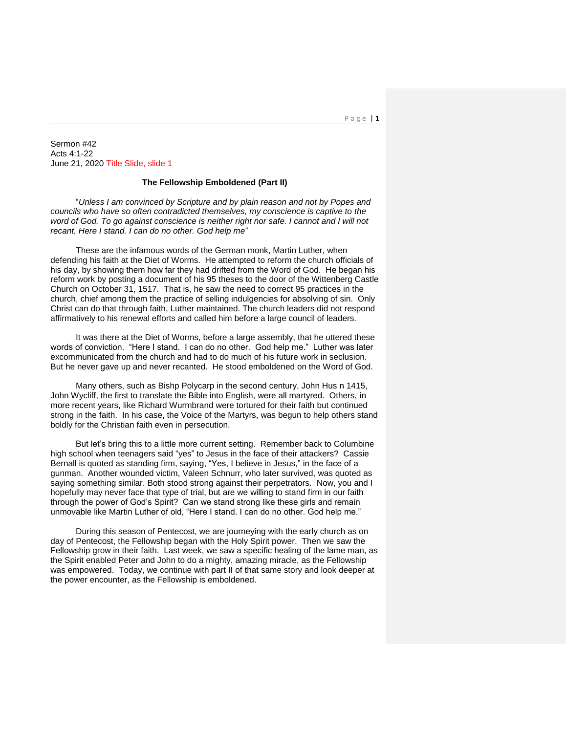Sermon #42
Acts 4:1-22
June 21, 2020 Title Slide, slide 1

**The Fellowship Emboldened (Part II)**

"*Unless I am convinced by Scripture and by plain reason and not by Popes and councils who have so often contradicted themselves, my conscience is captive to the word of God. To go against conscience is neither right nor safe. I cannot and I will not recant. Here I stand. I can do no other. God help me*"

These are the infamous words of the German monk, Martin Luther, when defending his faith at the Diet of Worms. He attempted to reform the church officials of his day, by showing them how far they had drifted from the Word of God. He began his reform work by posting a document of his 95 theses to the door of the Wittenberg Castle Church on October 31, 1517. That is, he saw the need to correct 95 practices in the church, chief among them the practice of selling indulgencies for absolving of sin. Only Christ can do that through faith, Luther maintained. The church leaders did not respond affirmatively to his renewal efforts and called him before a large council of leaders.

It was there at the Diet of Worms, before a large assembly, that he uttered these words of conviction. "Here I stand. I can do no other. God help me." Luther was later excommunicated from the church and had to do much of his future work in seclusion. But he never gave up and never recanted. He stood emboldened on the Word of God.

Many others, such as Bishp Polycarp in the second century, John Hus n 1415, John Wycliff, the first to translate the Bible into English, were all martyred. Others, in more recent years, like Richard Wurmbrand were tortured for their faith but continued strong in the faith. In his case, the Voice of the Martyrs, was begun to help others stand boldly for the Christian faith even in persecution.

But let's bring this to a little more current setting. Remember back to Columbine high school when teenagers said "yes" to Jesus in the face of their attackers? Cassie Bernall is quoted as standing firm, saying, "Yes, I believe in Jesus," in the face of a gunman. Another wounded victim, Valeen Schnurr, who later survived, was quoted as saying something similar. Both stood strong against their perpetrators. Now, you and I hopefully may never face that type of trial, but are we willing to stand firm in our faith through the power of God's Spirit? Can we stand strong like these girls and remain unmovable like Martin Luther of old, "Here I stand. I can do no other. God help me."

During this season of Pentecost, we are journeying with the early church as on day of Pentecost, the Fellowship began with the Holy Spirit power. Then we saw the Fellowship grow in their faith. Last week, we saw a specific healing of the lame man, as the Spirit enabled Peter and John to do a mighty, amazing miracle, as the Fellowship was empowered. Today, we continue with part II of that same story and look deeper at the power encounter, as the Fellowship is emboldened.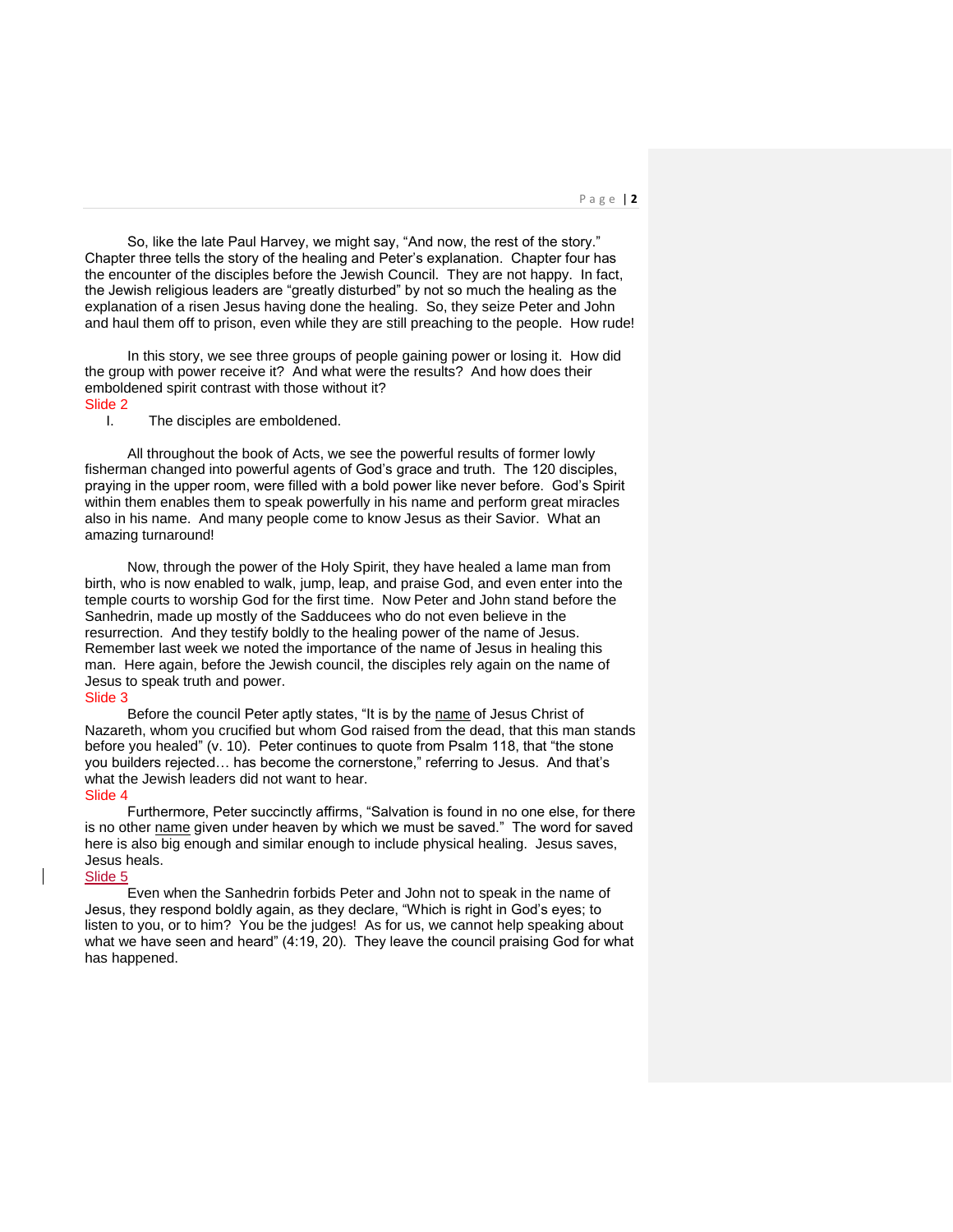So, like the late Paul Harvey, we might say, "And now, the rest of the story." Chapter three tells the story of the healing and Peter's explanation. Chapter four has the encounter of the disciples before the Jewish Council. They are not happy. In fact, the Jewish religious leaders are "greatly disturbed" by not so much the healing as the explanation of a risen Jesus having done the healing. So, they seize Peter and John and haul them off to prison, even while they are still preaching to the people. How rude!

In this story, we see three groups of people gaining power or losing it. How did the group with power receive it? And what were the results? And how does their emboldened spirit contrast with those without it?

Slide 2

I. The disciples are emboldened.

All throughout the book of Acts, we see the powerful results of former lowly fisherman changed into powerful agents of God's grace and truth. The 120 disciples, praying in the upper room, were filled with a bold power like never before. God's Spirit within them enables them to speak powerfully in his name and perform great miracles also in his name. And many people come to know Jesus as their Savior. What an amazing turnaround!

Now, through the power of the Holy Spirit, they have healed a lame man from birth, who is now enabled to walk, jump, leap, and praise God, and even enter into the temple courts to worship God for the first time. Now Peter and John stand before the Sanhedrin, made up mostly of the Sadducees who do not even believe in the resurrection. And they testify boldly to the healing power of the name of Jesus. Remember last week we noted the importance of the name of Jesus in healing this man. Here again, before the Jewish council, the disciples rely again on the name of Jesus to speak truth and power.

Slide 3

Before the council Peter aptly states, "It is by the <u>name</u> of Jesus Christ of Nazareth, whom you crucified but whom God raised from the dead, that this man stands before you healed" (v. 10). Peter continues to quote from Psalm 118, that "the stone you builders rejected… has become the cornerstone," referring to Jesus. And that's what the Jewish leaders did not want to hear.

Slide 4

Furthermore, Peter succinctly affirms, "Salvation is found in no one else, for there is no other <u>name</u> given under heaven by which we must be saved." The word for saved here is also big enough and similar enough to include physical healing. Jesus saves, Jesus heals.

Slide 5

Even when the Sanhedrin forbids Peter and John not to speak in the name of Jesus, they respond boldly again, as they declare, "Which is right in God's eyes; to listen to you, or to him? You be the judges! As for us, we cannot help speaking about what we have seen and heard" (4:19, 20). They leave the council praising God for what has happened.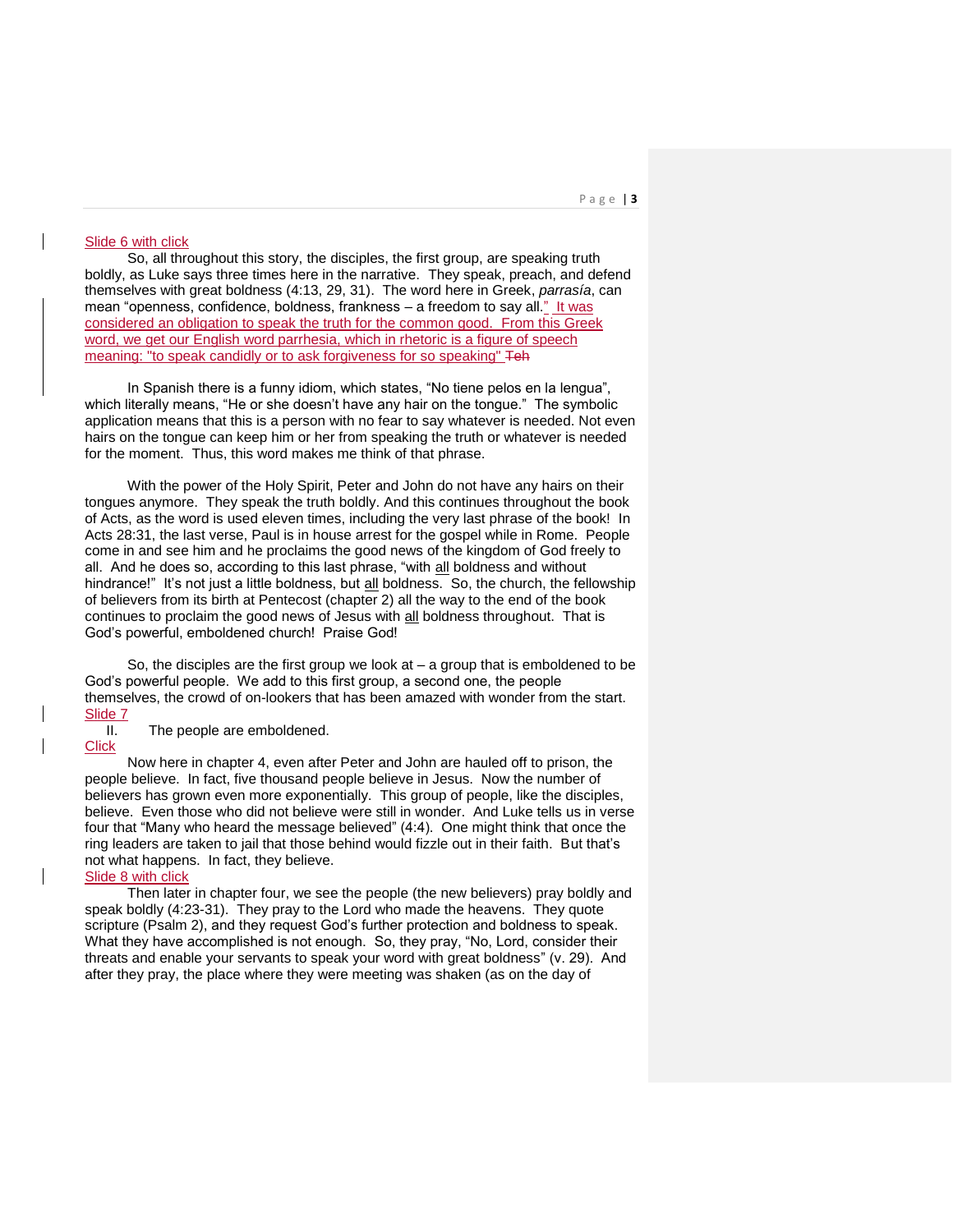Slide 6 with click

So, all throughout this story, the disciples, the first group, are speaking truth boldly, as Luke says three times here in the narrative. They speak, preach, and defend themselves with great boldness (4:13, 29, 31). The word here in Greek, *parrasía*, can mean "openness, confidence, boldness, frankness – a freedom to say all." It was considered an obligation to speak the truth for the common good. From this Greek word, we get our English word parrhesia, which in rhetoric is a figure of speech meaning: "to speak candidly or to ask forgiveness for so speaking" ~~Teh~~

In Spanish there is a funny idiom, which states, "No tiene pelos en la lengua", which literally means, "He or she doesn't have any hair on the tongue." The symbolic application means that this is a person with no fear to say whatever is needed. Not even hairs on the tongue can keep him or her from speaking the truth or whatever is needed for the moment. Thus, this word makes me think of that phrase.

With the power of the Holy Spirit, Peter and John do not have any hairs on their tongues anymore. They speak the truth boldly. And this continues throughout the book of Acts, as the word is used eleven times, including the very last phrase of the book! In Acts 28:31, the last verse, Paul is in house arrest for the gospel while in Rome. People come in and see him and he proclaims the good news of the kingdom of God freely to all. And he does so, according to this last phrase, "with all boldness and without hindrance!" It's not just a little boldness, but all boldness. So, the church, the fellowship of believers from its birth at Pentecost (chapter 2) all the way to the end of the book continues to proclaim the good news of Jesus with all boldness throughout. That is God's powerful, emboldened church! Praise God!

So, the disciples are the first group we look at – a group that is emboldened to be God's powerful people. We add to this first group, a second one, the people themselves, the crowd of on-lookers that has been amazed with wonder from the start.

Slide 7

II. The people are emboldened.

Click

Now here in chapter 4, even after Peter and John are hauled off to prison, the people believe. In fact, five thousand people believe in Jesus. Now the number of believers has grown even more exponentially. This group of people, like the disciples, believe. Even those who did not believe were still in wonder. And Luke tells us in verse four that "Many who heard the message believed" (4:4). One might think that once the ring leaders are taken to jail that those behind would fizzle out in their faith. But that's not what happens. In fact, they believe.

Slide 8 with click

Then later in chapter four, we see the people (the new believers) pray boldly and speak boldly (4:23-31). They pray to the Lord who made the heavens. They quote scripture (Psalm 2), and they request God's further protection and boldness to speak. What they have accomplished is not enough. So, they pray, "No, Lord, consider their threats and enable your servants to speak your word with great boldness" (v. 29). And after they pray, the place where they were meeting was shaken (as on the day of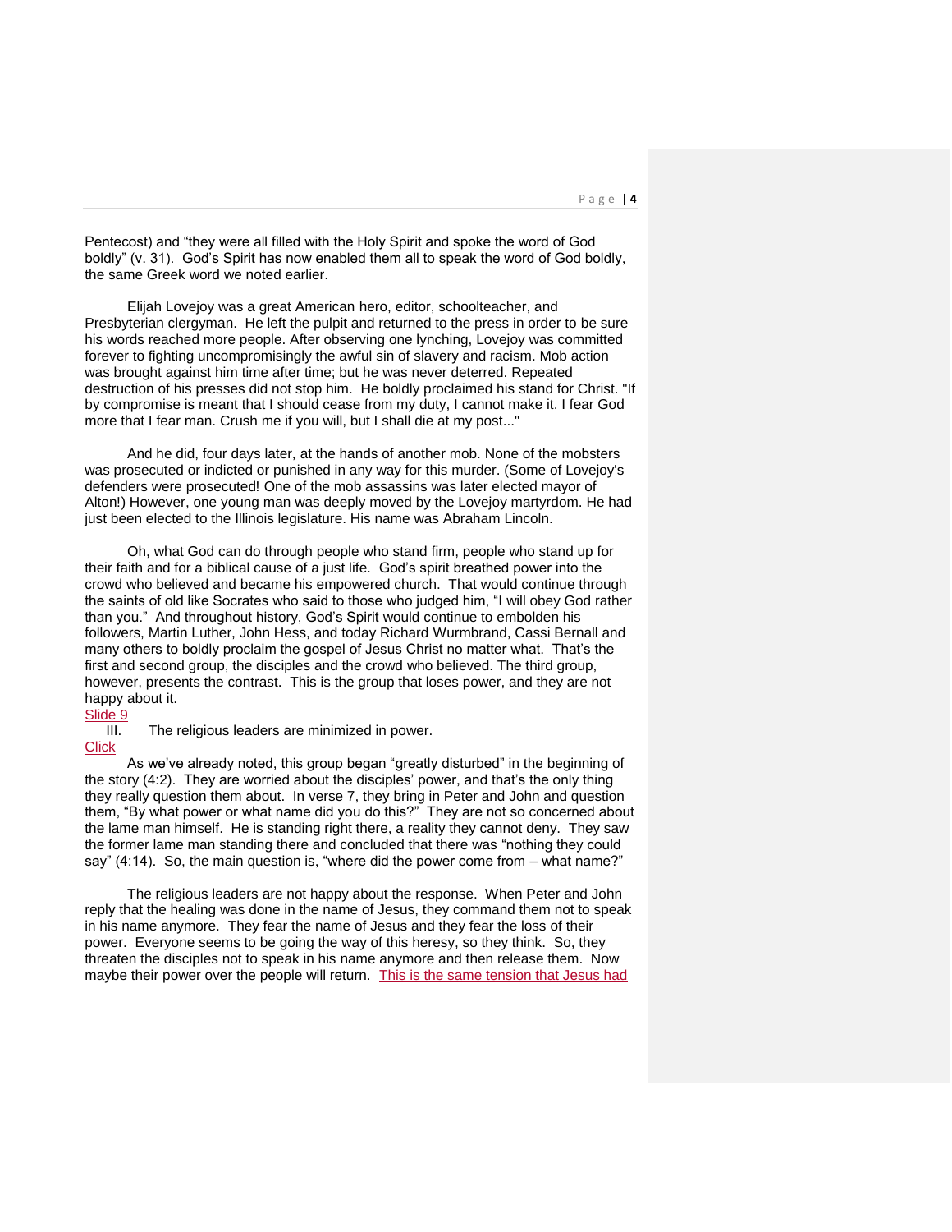Pentecost) and "they were all filled with the Holy Spirit and spoke the word of God boldly" (v. 31). God's Spirit has now enabled them all to speak the word of God boldly, the same Greek word we noted earlier.

Elijah Lovejoy was a great American hero, editor, schoolteacher, and Presbyterian clergyman. He left the pulpit and returned to the press in order to be sure his words reached more people. After observing one lynching, Lovejoy was committed forever to fighting uncompromisingly the awful sin of slavery and racism. Mob action was brought against him time after time; but he was never deterred. Repeated destruction of his presses did not stop him. He boldly proclaimed his stand for Christ. "If by compromise is meant that I should cease from my duty, I cannot make it. I fear God more that I fear man. Crush me if you will, but I shall die at my post..."

And he did, four days later, at the hands of another mob. None of the mobsters was prosecuted or indicted or punished in any way for this murder. (Some of Lovejoy's defenders were prosecuted! One of the mob assassins was later elected mayor of Alton!) However, one young man was deeply moved by the Lovejoy martyrdom. He had just been elected to the Illinois legislature. His name was Abraham Lincoln.

Oh, what God can do through people who stand firm, people who stand up for their faith and for a biblical cause of a just life. God's spirit breathed power into the crowd who believed and became his empowered church. That would continue through the saints of old like Socrates who said to those who judged him, "I will obey God rather than you." And throughout history, God's Spirit would continue to embolden his followers, Martin Luther, John Hess, and today Richard Wurmbrand, Cassi Bernall and many others to boldly proclaim the gospel of Jesus Christ no matter what. That's the first and second group, the disciples and the crowd who believed. The third group, however, presents the contrast. This is the group that loses power, and they are not happy about it.

Slide 9

III. The religious leaders are minimized in power.

Click

As we've already noted, this group began "greatly disturbed" in the beginning of the story (4:2). They are worried about the disciples' power, and that's the only thing they really question them about. In verse 7, they bring in Peter and John and question them, "By what power or what name did you do this?" They are not so concerned about the lame man himself. He is standing right there, a reality they cannot deny. They saw the former lame man standing there and concluded that there was "nothing they could say" (4:14). So, the main question is, "where did the power come from – what name?"

The religious leaders are not happy about the response. When Peter and John reply that the healing was done in the name of Jesus, they command them not to speak in his name anymore. They fear the name of Jesus and they fear the loss of their power. Everyone seems to be going the way of this heresy, so they think. So, they threaten the disciples not to speak in his name anymore and then release them. Now maybe their power over the people will return. This is the same tension that Jesus had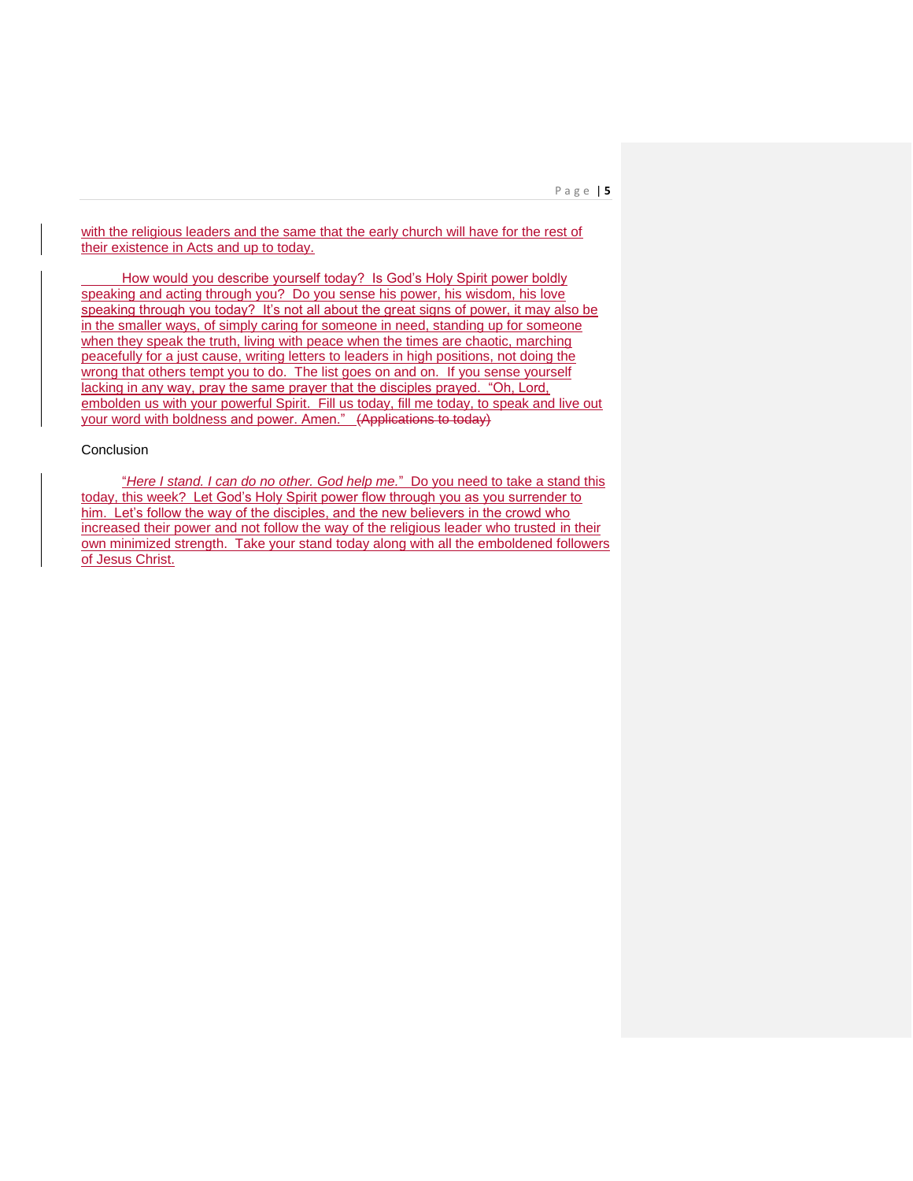with the religious leaders and the same that the early church will have for the rest of their existence in Acts and up to today.

How would you describe yourself today? Is God's Holy Spirit power boldly speaking and acting through you? Do you sense his power, his wisdom, his love speaking through you today? It's not all about the great signs of power, it may also be in the smaller ways, of simply caring for someone in need, standing up for someone when they speak the truth, living with peace when the times are chaotic, marching peacefully for a just cause, writing letters to leaders in high positions, not doing the wrong that others tempt you to do. The list goes on and on. If you sense yourself lacking in any way, pray the same prayer that the disciples prayed. "Oh, Lord, embolden us with your powerful Spirit. Fill us today, fill me today, to speak and live out your word with boldness and power. Amen." ~~(Applications to today)~~

Conclusion

"*Here I stand. I can do no other. God help me.*" Do you need to take a stand this today, this week? Let God's Holy Spirit power flow through you as you surrender to him. Let's follow the way of the disciples, and the new believers in the crowd who increased their power and not follow the way of the religious leader who trusted in their own minimized strength. Take your stand today along with all the emboldened followers of Jesus Christ.